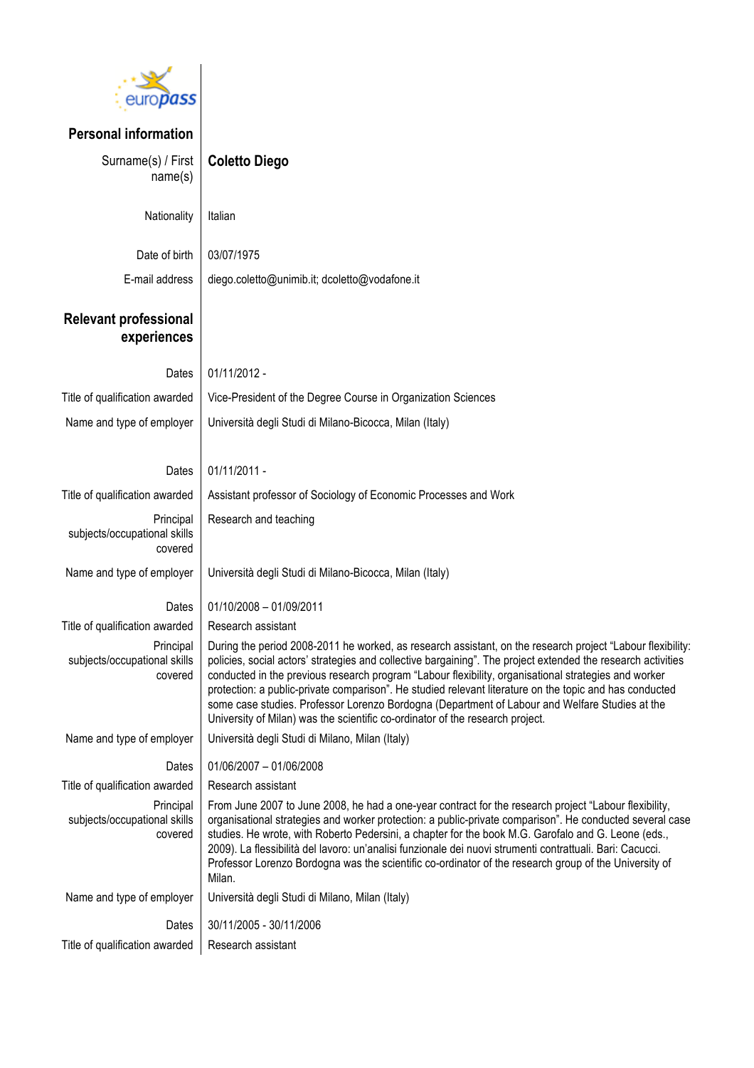## Personal information

| | |
|---|---|
| Surname(s) / First name(s) | **Coletto Diego** |
| Nationality | Italian |
| Date of birth | 03/07/1975 |
| E-mail address | diego.coletto@unimib.it; dcoletto@vodafone.it |

## Relevant professional experiences

| | |
|---|---|
| Dates | 01/11/2012 - |
| Title of qualification awarded | Vice-President of the Degree Course in Organization Sciences |
| Name and type of employer | Università degli Studi di Milano-Bicocca, Milan (Italy) |
| | |
| Dates | 01/11/2011 - |
| Title of qualification awarded | Assistant professor of Sociology of Economic Processes and Work |
| Principal subjects/occupational skills covered | Research and teaching |
| Name and type of employer | Università degli Studi di Milano-Bicocca, Milan (Italy) |
| | |
| Dates | 01/10/2008 – 01/09/2011 |
| Title of qualification awarded | Research assistant |
| Principal subjects/occupational skills covered | During the period 2008-2011 he worked, as research assistant, on the research project "Labour flexibility: policies, social actors' strategies and collective bargaining". The project extended the research activities conducted in the previous research program "Labour flexibility, organisational strategies and worker protection: a public-private comparison". He studied relevant literature on the topic and has conducted some case studies. Professor Lorenzo Bordogna (Department of Labour and Welfare Studies at the University of Milan) was the scientific co-ordinator of the research project. |
| Name and type of employer | Università degli Studi di Milano, Milan (Italy) |
| | |
| Dates | 01/06/2007 – 01/06/2008 |
| Title of qualification awarded | Research assistant |
| Principal subjects/occupational skills covered | From June 2007 to June 2008, he had a one-year contract for the research project "Labour flexibility, organisational strategies and worker protection: a public-private comparison". He conducted several case studies. He wrote, with Roberto Pedersini, a chapter for the book M.G. Garofalo and G. Leone (eds., 2009). La flessibilità del lavoro: un'analisi funzionale dei nuovi strumenti contrattuali. Bari: Cacucci. Professor Lorenzo Bordogna was the scientific co-ordinator of the research group of the University of Milan. |
| Name and type of employer | Università degli Studi di Milano, Milan (Italy) |
| | |
| Dates | 30/11/2005 - 30/11/2006 |
| Title of qualification awarded | Research assistant |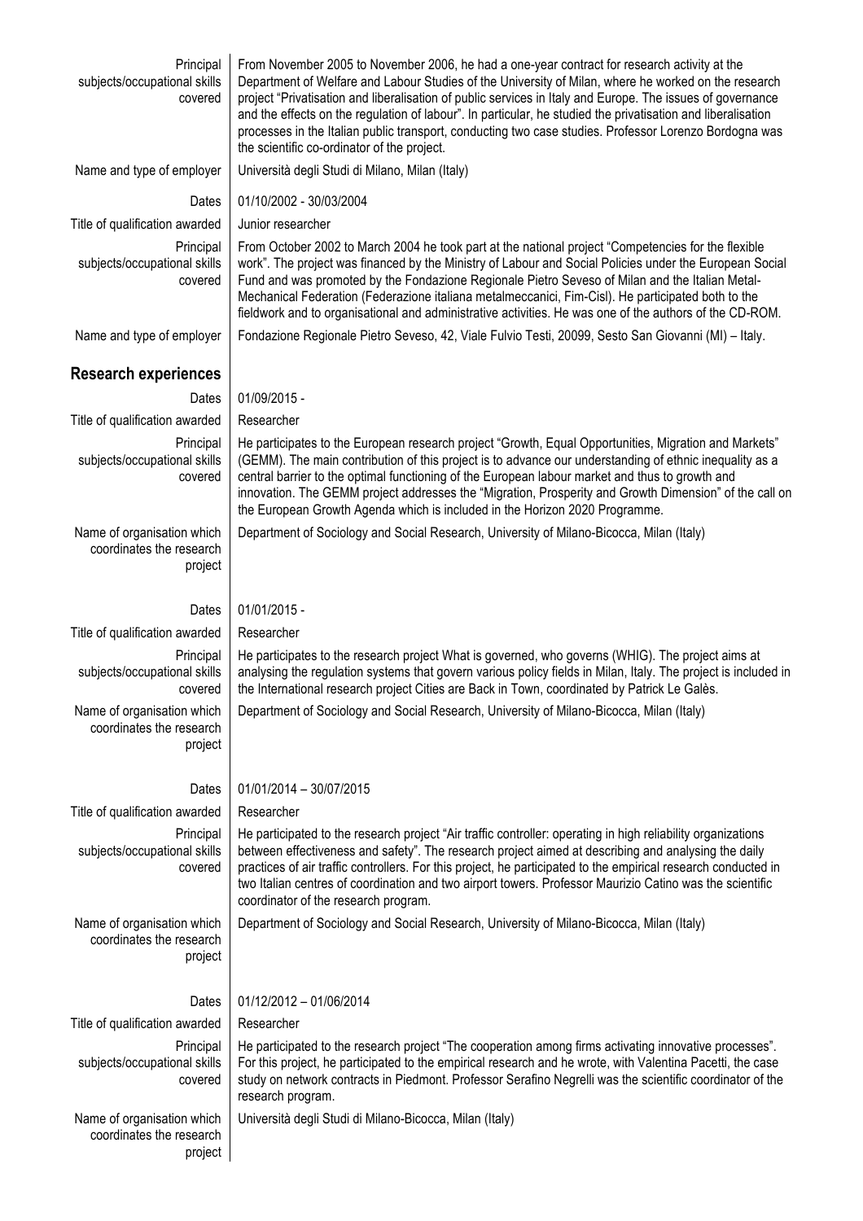| | |
|---|---|
| Principal subjects/occupational skills covered | From November 2005 to November 2006, he had a one-year contract for research activity at the Department of Welfare and Labour Studies of the University of Milan, where he worked on the research project "Privatisation and liberalisation of public services in Italy and Europe. The issues of governance and the effects on the regulation of labour". In particular, he studied the privatisation and liberalisation processes in the Italian public transport, conducting two case studies. Professor Lorenzo Bordogna was the scientific co-ordinator of the project. |
| Name and type of employer | Università degli Studi di Milano, Milan (Italy) |
| Dates | 01/10/2002 - 30/03/2004 |
| Title of qualification awarded | Junior researcher |
| Principal subjects/occupational skills covered | From October 2002 to March 2004 he took part at the national project "Competencies for the flexible work". The project was financed by the Ministry of Labour and Social Policies under the European Social Fund and was promoted by the Fondazione Regionale Pietro Seveso of Milan and the Italian Metal-Mechanical Federation (Federazione italiana metalmeccanici, Fim-Cisl). He participated both to the fieldwork and to organisational and administrative activities. He was one of the authors of the CD-ROM. |
| Name and type of employer | Fondazione Regionale Pietro Seveso, 42, Viale Fulvio Testi, 20099, Sesto San Giovanni (MI) – Italy. |

## Research experiences

| | |
|---|---|
| Dates | 01/09/2015 - |
| Title of qualification awarded | Researcher |
| Principal subjects/occupational skills covered | He participates to the European research project "Growth, Equal Opportunities, Migration and Markets" (GEMM). The main contribution of this project is to advance our understanding of ethnic inequality as a central barrier to the optimal functioning of the European labour market and thus to growth and innovation. The GEMM project addresses the "Migration, Prosperity and Growth Dimension" of the call on the European Growth Agenda which is included in the Horizon 2020 Programme. |
| Name of organisation which coordinates the research project | Department of Sociology and Social Research, University of Milano-Bicocca, Milan (Italy) |
| Dates | 01/01/2015 - |
| Title of qualification awarded | Researcher |
| Principal subjects/occupational skills covered | He participates to the research project What is governed, who governs (WHIG). The project aims at analysing the regulation systems that govern various policy fields in Milan, Italy. The project is included in the International research project Cities are Back in Town, coordinated by Patrick Le Galès. |
| Name of organisation which coordinates the research project | Department of Sociology and Social Research, University of Milano-Bicocca, Milan (Italy) |
| Dates | 01/01/2014 – 30/07/2015 |
| Title of qualification awarded | Researcher |
| Principal subjects/occupational skills covered | He participated to the research project "Air traffic controller: operating in high reliability organizations between effectiveness and safety". The research project aimed at describing and analysing the daily practices of air traffic controllers. For this project, he participated to the empirical research conducted in two Italian centres of coordination and two airport towers. Professor Maurizio Catino was the scientific coordinator of the research program. |
| Name of organisation which coordinates the research project | Department of Sociology and Social Research, University of Milano-Bicocca, Milan (Italy) |
| Dates | 01/12/2012 – 01/06/2014 |
| Title of qualification awarded | Researcher |
| Principal subjects/occupational skills covered | He participated to the research project "The cooperation among firms activating innovative processes". For this project, he participated to the empirical research and he wrote, with Valentina Pacetti, the case study on network contracts in Piedmont. Professor Serafino Negrelli was the scientific coordinator of the research program. |
| Name of organisation which coordinates the research project | Università degli Studi di Milano-Bicocca, Milan (Italy) |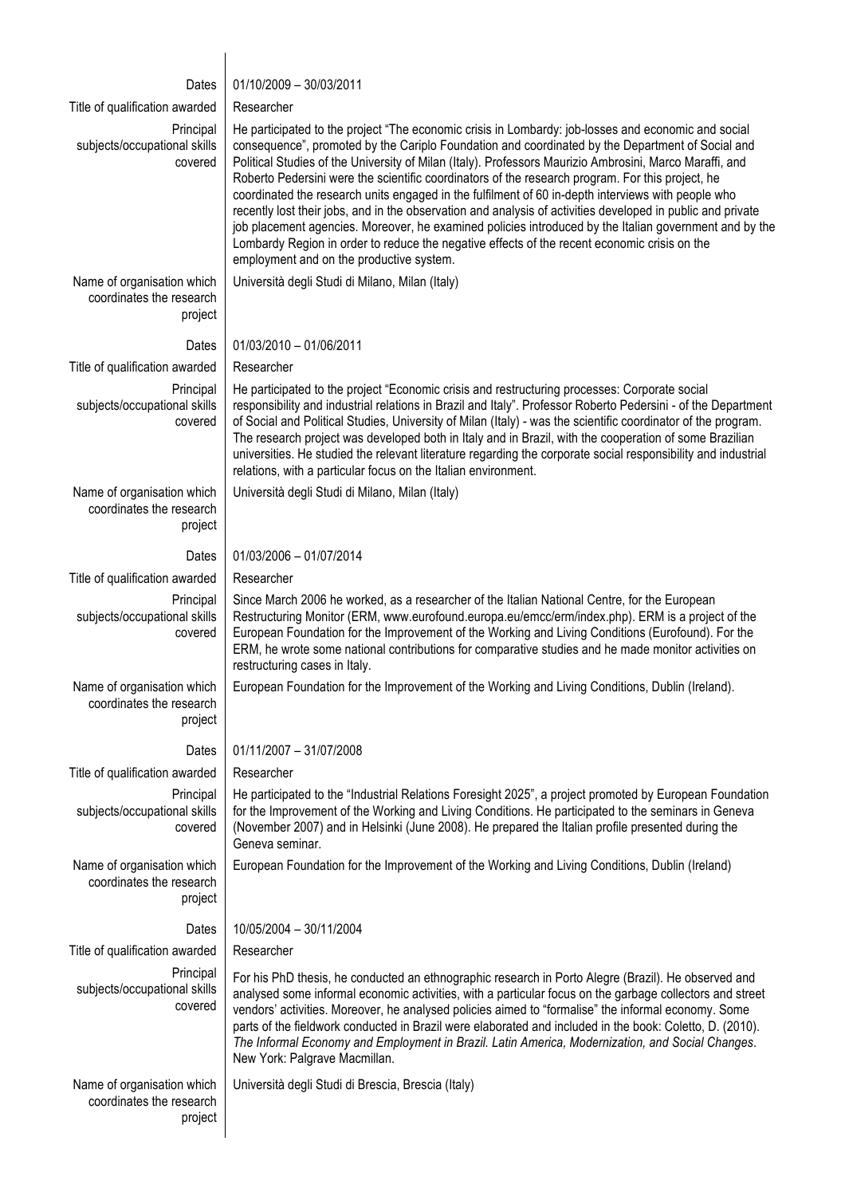| | |
|---|---|
| Dates | 01/10/2009 – 30/03/2011 |
| Title of qualification awarded | Researcher |
| Principal subjects/occupational skills covered | He participated to the project "The economic crisis in Lombardy: job-losses and economic and social consequence", promoted by the Cariplo Foundation and coordinated by the Department of Social and Political Studies of the University of Milan (Italy). Professors Maurizio Ambrosini, Marco Maraffi, and Roberto Pedersini were the scientific coordinators of the research program. For this project, he coordinated the research units engaged in the fulfilment of 60 in-depth interviews with people who recently lost their jobs, and in the observation and analysis of activities developed in public and private job placement agencies. Moreover, he examined policies introduced by the Italian government and by the Lombardy Region in order to reduce the negative effects of the recent economic crisis on the employment and on the productive system. |
| Name of organisation which coordinates the research project | Università degli Studi di Milano, Milan (Italy) |
| Dates | 01/03/2010 – 01/06/2011 |
| Title of qualification awarded | Researcher |
| Principal subjects/occupational skills covered | He participated to the project "Economic crisis and restructuring processes: Corporate social responsibility and industrial relations in Brazil and Italy". Professor Roberto Pedersini - of the Department of Social and Political Studies, University of Milan (Italy) - was the scientific coordinator of the program. The research project was developed both in Italy and in Brazil, with the cooperation of some Brazilian universities. He studied the relevant literature regarding the corporate social responsibility and industrial relations, with a particular focus on the Italian environment. |
| Name of organisation which coordinates the research project | Università degli Studi di Milano, Milan (Italy) |
| Dates | 01/03/2006 – 01/07/2014 |
| Title of qualification awarded | Researcher |
| Principal subjects/occupational skills covered | Since March 2006 he worked, as a researcher of the Italian National Centre, for the European Restructuring Monitor (ERM, www.eurofound.europa.eu/emcc/erm/index.php). ERM is a project of the European Foundation for the Improvement of the Working and Living Conditions (Eurofound). For the ERM, he wrote some national contributions for comparative studies and he made monitor activities on restructuring cases in Italy. |
| Name of organisation which coordinates the research project | European Foundation for the Improvement of the Working and Living Conditions, Dublin (Ireland). |
| Dates | 01/11/2007 – 31/07/2008 |
| Title of qualification awarded | Researcher |
| Principal subjects/occupational skills covered | He participated to the "Industrial Relations Foresight 2025", a project promoted by European Foundation for the Improvement of the Working and Living Conditions. He participated to the seminars in Geneva (November 2007) and in Helsinki (June 2008). He prepared the Italian profile presented during the Geneva seminar. |
| Name of organisation which coordinates the research project | European Foundation for the Improvement of the Working and Living Conditions, Dublin (Ireland) |
| Dates | 10/05/2004 – 30/11/2004 |
| Title of qualification awarded | Researcher |
| Principal subjects/occupational skills covered | For his PhD thesis, he conducted an ethnographic research in Porto Alegre (Brazil). He observed and analysed some informal economic activities, with a particular focus on the garbage collectors and street vendors' activities. Moreover, he analysed policies aimed to "formalise" the informal economy. Some parts of the fieldwork conducted in Brazil were elaborated and included in the book: Coletto, D. (2010). *The Informal Economy and Employment in Brazil. Latin America, Modernization, and Social Changes*. New York: Palgrave Macmillan. |
| Name of organisation which coordinates the research project | Università degli Studi di Brescia, Brescia (Italy) |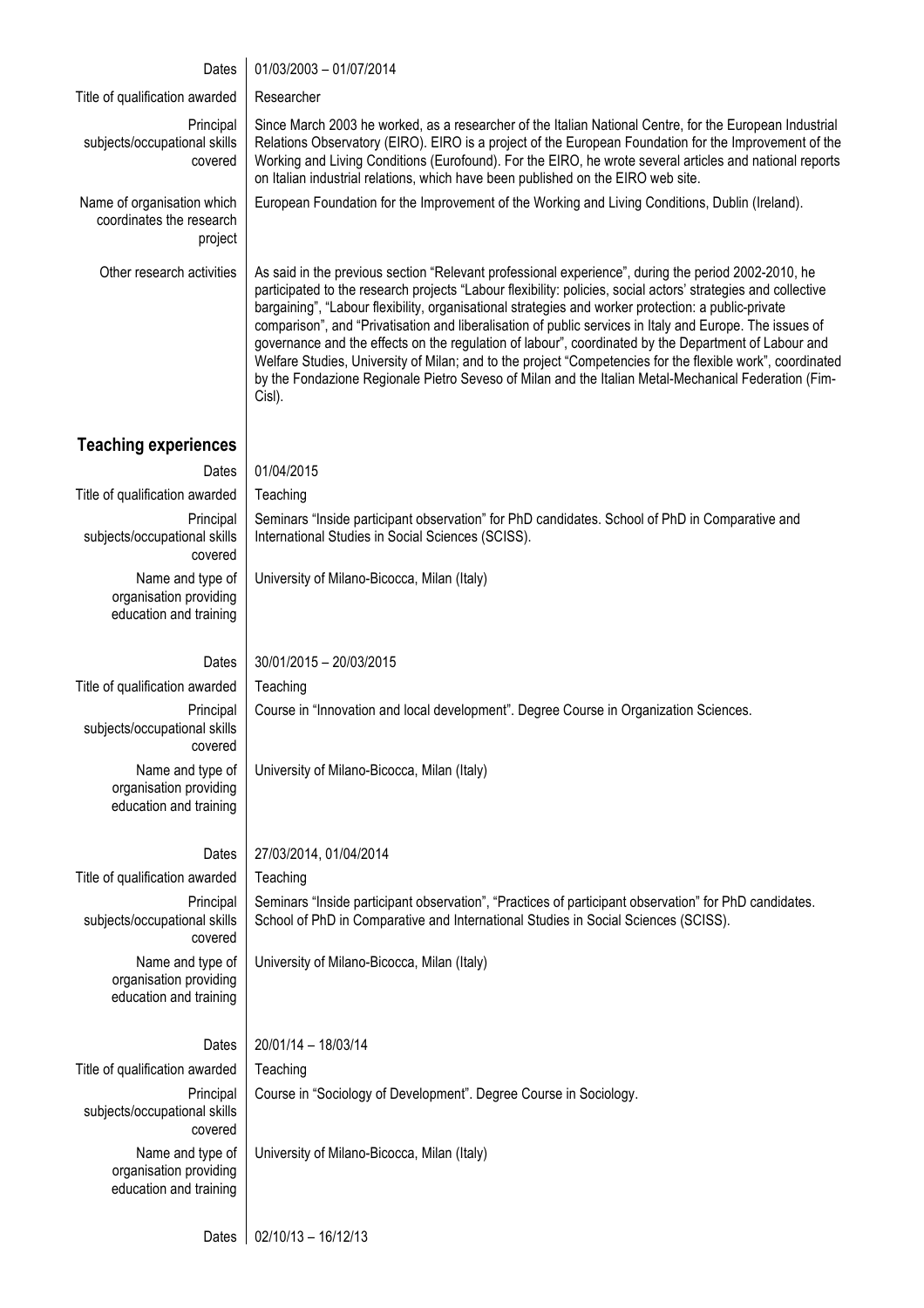| | |
|---|---|
| Dates | 01/03/2003 – 01/07/2014 |
| Title of qualification awarded | Researcher |
| Principal subjects/occupational skills covered | Since March 2003 he worked, as a researcher of the Italian National Centre, for the European Industrial Relations Observatory (EIRO). EIRO is a project of the European Foundation for the Improvement of the Working and Living Conditions (Eurofound). For the EIRO, he wrote several articles and national reports on Italian industrial relations, which have been published on the EIRO web site. |
| Name of organisation which coordinates the research project | European Foundation for the Improvement of the Working and Living Conditions, Dublin (Ireland). |
| Other research activities | As said in the previous section "Relevant professional experience", during the period 2002-2010, he participated to the research projects "Labour flexibility: policies, social actors' strategies and collective bargaining", "Labour flexibility, organisational strategies and worker protection: a public-private comparison", and "Privatisation and liberalisation of public services in Italy and Europe. The issues of governance and the effects on the regulation of labour", coordinated by the Department of Labour and Welfare Studies, University of Milan; and to the project "Competencies for the flexible work", coordinated by the Fondazione Regionale Pietro Seveso of Milan and the Italian Metal-Mechanical Federation (Fim-Cisl). |

## Teaching experiences

| | |
|---|---|
| Dates | 01/04/2015 |
| Title of qualification awarded | Teaching |
| Principal subjects/occupational skills covered | Seminars "Inside participant observation" for PhD candidates. School of PhD in Comparative and International Studies in Social Sciences (SCISS). |
| Name and type of organisation providing education and training | University of Milano-Bicocca, Milan (Italy) |
| | |
| Dates | 30/01/2015 – 20/03/2015 |
| Title of qualification awarded | Teaching |
| Principal subjects/occupational skills covered | Course in "Innovation and local development". Degree Course in Organization Sciences. |
| Name and type of organisation providing education and training | University of Milano-Bicocca, Milan (Italy) |
| | |
| Dates | 27/03/2014, 01/04/2014 |
| Title of qualification awarded | Teaching |
| Principal subjects/occupational skills covered | Seminars "Inside participant observation", "Practices of participant observation" for PhD candidates. School of PhD in Comparative and International Studies in Social Sciences (SCISS). |
| Name and type of organisation providing education and training | University of Milano-Bicocca, Milan (Italy) |
| | |
| Dates | 20/01/14 – 18/03/14 |
| Title of qualification awarded | Teaching |
| Principal subjects/occupational skills covered | Course in "Sociology of Development". Degree Course in Sociology. |
| Name and type of organisation providing education and training | University of Milano-Bicocca, Milan (Italy) |
| | |
| Dates | 02/10/13 – 16/12/13 |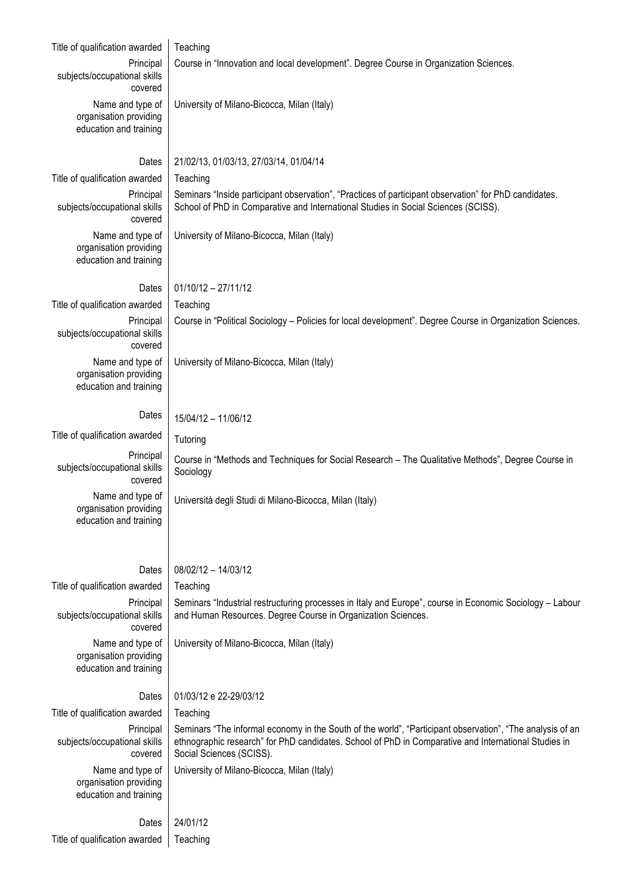| | |
|---|---|
| Title of qualification awarded | Teaching |
| Principal subjects/occupational skills covered | Course in "Innovation and local development". Degree Course in Organization Sciences. |
| Name and type of organisation providing education and training | University of Milano-Bicocca, Milan (Italy) |
| | |
| Dates | 21/02/13, 01/03/13, 27/03/14, 01/04/14 |
| Title of qualification awarded | Teaching |
| Principal subjects/occupational skills covered | Seminars "Inside participant observation", "Practices of participant observation" for PhD candidates. School of PhD in Comparative and International Studies in Social Sciences (SCISS). |
| Name and type of organisation providing education and training | University of Milano-Bicocca, Milan (Italy) |
| | |
| Dates | 01/10/12 – 27/11/12 |
| Title of qualification awarded | Teaching |
| Principal subjects/occupational skills covered | Course in "Political Sociology – Policies for local development". Degree Course in Organization Sciences. |
| Name and type of organisation providing education and training | University of Milano-Bicocca, Milan (Italy) |
| | |
| Dates | 15/04/12 – 11/06/12 |
| Title of qualification awarded | Tutoring |
| Principal subjects/occupational skills covered | Course in "Methods and Techniques for Social Research – The Qualitative Methods", Degree Course in Sociology |
| Name and type of organisation providing education and training | Università degli Studi di Milano-Bicocca, Milan (Italy) |
| | |
| Dates | 08/02/12 – 14/03/12 |
| Title of qualification awarded | Teaching |
| Principal subjects/occupational skills covered | Seminars "Industrial restructuring processes in Italy and Europe", course in Economic Sociology – Labour and Human Resources. Degree Course in Organization Sciences. |
| Name and type of organisation providing education and training | University of Milano-Bicocca, Milan (Italy) |
| | |
| Dates | 01/03/12 e 22-29/03/12 |
| Title of qualification awarded | Teaching |
| Principal subjects/occupational skills covered | Seminars "The informal economy in the South of the world", "Participant observation", "The analysis of an ethnographic research" for PhD candidates. School of PhD in Comparative and International Studies in Social Sciences (SCISS). |
| Name and type of organisation providing education and training | University of Milano-Bicocca, Milan (Italy) |
| | |
| Dates | 24/01/12 |
| Title of qualification awarded | Teaching |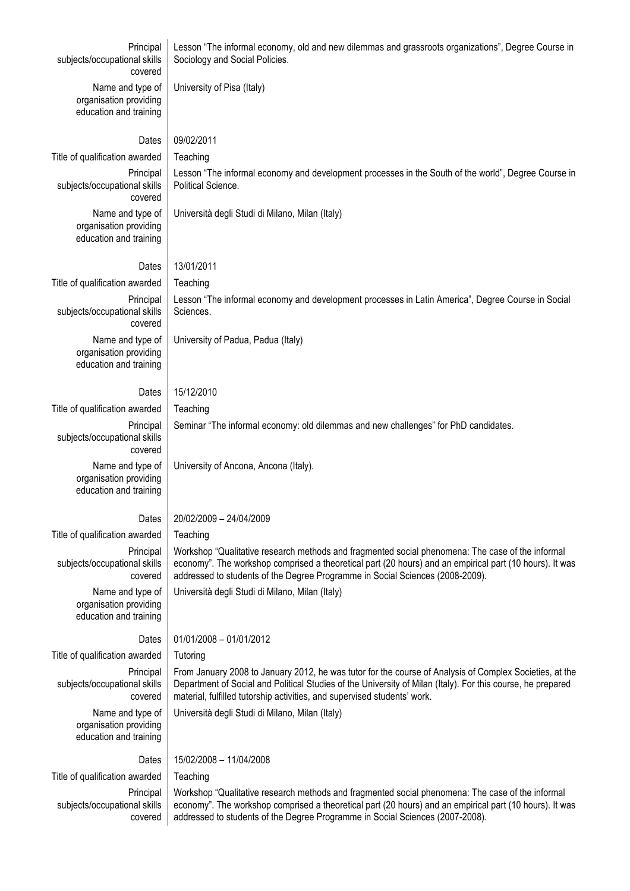| | |
|---|---|
| Principal subjects/occupational skills covered | Lesson “The informal economy, old and new dilemmas and grassroots organizations”, Degree Course in Sociology and Social Policies. |
| Name and type of organisation providing education and training | University of Pisa (Italy) |
| | |
| Dates | 09/02/2011 |
| Title of qualification awarded | Teaching |
| Principal subjects/occupational skills covered | Lesson “The informal economy and development processes in the South of the world”, Degree Course in Political Science. |
| Name and type of organisation providing education and training | Università degli Studi di Milano, Milan (Italy) |
| | |
| Dates | 13/01/2011 |
| Title of qualification awarded | Teaching |
| Principal subjects/occupational skills covered | Lesson “The informal economy and development processes in Latin America”, Degree Course in Social Sciences. |
| Name and type of organisation providing education and training | University of Padua, Padua (Italy) |
| | |
| Dates | 15/12/2010 |
| Title of qualification awarded | Teaching |
| Principal subjects/occupational skills covered | Seminar “The informal economy: old dilemmas and new challenges” for PhD candidates. |
| Name and type of organisation providing education and training | University of Ancona, Ancona (Italy). |
| | |
| Dates | 20/02/2009 – 24/04/2009 |
| Title of qualification awarded | Teaching |
| Principal subjects/occupational skills covered | Workshop “Qualitative research methods and fragmented social phenomena: The case of the informal economy”. The workshop comprised a theoretical part (20 hours) and an empirical part (10 hours). It was addressed to students of the Degree Programme in Social Sciences (2008-2009). |
| Name and type of organisation providing education and training | Università degli Studi di Milano, Milan (Italy) |
| | |
| Dates | 01/01/2008 – 01/01/2012 |
| Title of qualification awarded | Tutoring |
| Principal subjects/occupational skills covered | From January 2008 to January 2012, he was tutor for the course of Analysis of Complex Societies, at the Department of Social and Political Studies of the University of Milan (Italy). For this course, he prepared material, fulfilled tutorship activities, and supervised students' work. |
| Name and type of organisation providing education and training | Università degli Studi di Milano, Milan (Italy) |
| | |
| Dates | 15/02/2008 – 11/04/2008 |
| Title of qualification awarded | Teaching |
| Principal subjects/occupational skills covered | Workshop “Qualitative research methods and fragmented social phenomena: The case of the informal economy”. The workshop comprised a theoretical part (20 hours) and an empirical part (10 hours). It was addressed to students of the Degree Programme in Social Sciences (2007-2008). |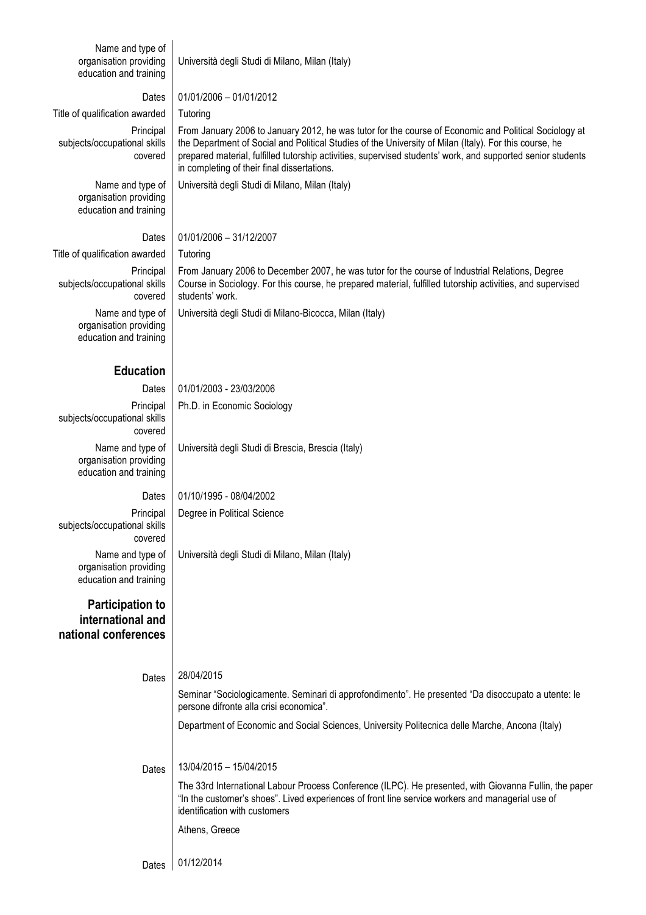| | |
|---|---|
| Name and type of organisation providing education and training | Università degli Studi di Milano, Milan (Italy) |
| Dates | 01/01/2006 – 01/01/2012 |
| Title of qualification awarded | Tutoring |
| Principal subjects/occupational skills covered | From January 2006 to January 2012, he was tutor for the course of Economic and Political Sociology at the Department of Social and Political Studies of the University of Milan (Italy). For this course, he prepared material, fulfilled tutorship activities, supervised students' work, and supported senior students in completing of their final dissertations. |
| Name and type of organisation providing education and training | Università degli Studi di Milano, Milan (Italy) |
| Dates | 01/01/2006 – 31/12/2007 |
| Title of qualification awarded | Tutoring |
| Principal subjects/occupational skills covered | From January 2006 to December 2007, he was tutor for the course of Industrial Relations, Degree Course in Sociology. For this course, he prepared material, fulfilled tutorship activities, and supervised students' work. |
| Name and type of organisation providing education and training | Università degli Studi di Milano-Bicocca, Milan (Italy) |

## Education

| | |
|---|---|
| Dates | 01/01/2003 - 23/03/2006 |
| Principal subjects/occupational skills covered | Ph.D. in Economic Sociology |
| Name and type of organisation providing education and training | Università degli Studi di Brescia, Brescia (Italy) |
| Dates | 01/10/1995 - 08/04/2002 |
| Principal subjects/occupational skills covered | Degree in Political Science |
| Name and type of organisation providing education and training | Università degli Studi di Milano, Milan (Italy) |

## Participation to international and national conferences

**Dates** 28/04/2015

Seminar "Sociologicamente. Seminari di approfondimento". He presented "Da disoccupato a utente: le persone difronte alla crisi economica".

Department of Economic and Social Sciences, University Politecnica delle Marche, Ancona (Italy)

**Dates** 13/04/2015 – 15/04/2015

The 33rd International Labour Process Conference (ILPC). He presented, with Giovanna Fullin, the paper "In the customer's shoes". Lived experiences of front line service workers and managerial use of identification with customers

Athens, Greece

**Dates** 01/12/2014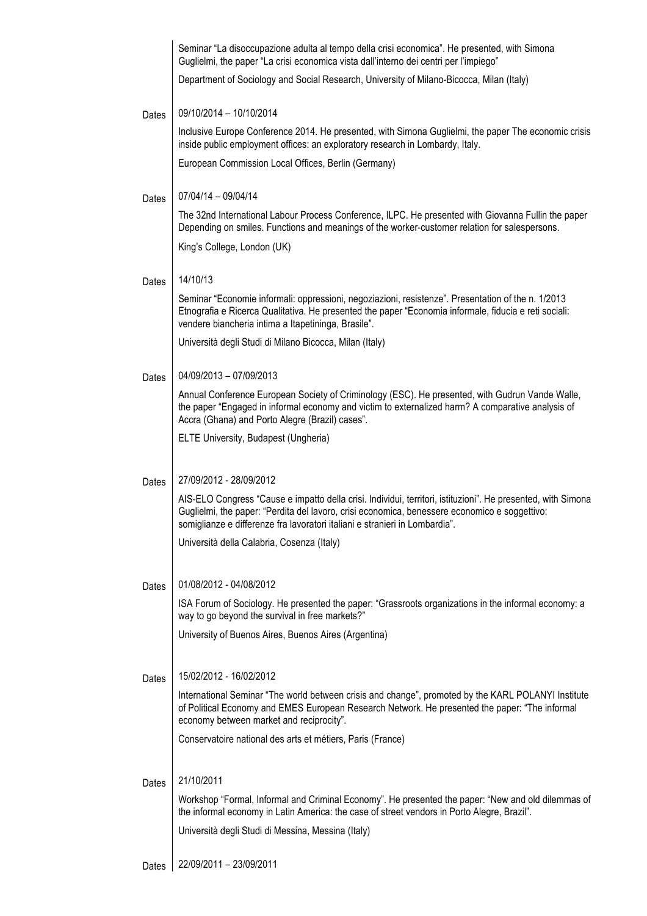Seminar “La disoccupazione adulta al tempo della crisi economica”. He presented, with Simona Guglielmi, the paper “La crisi economica vista dall’interno dei centri per l’impiego”

Department of Sociology and Social Research, University of Milano-Bicocca, Milan (Italy)

Dates 09/10/2014 – 10/10/2014

Inclusive Europe Conference 2014. He presented, with Simona Guglielmi, the paper The economic crisis inside public employment offices: an exploratory research in Lombardy, Italy.

European Commission Local Offices, Berlin (Germany)

Dates 07/04/14 – 09/04/14

The 32nd International Labour Process Conference, ILPC. He presented with Giovanna Fullin the paper Depending on smiles. Functions and meanings of the worker-customer relation for salespersons.

King’s College, London (UK)

Dates 14/10/13

Seminar “Economie informali: oppressioni, negoziazioni, resistenze”. Presentation of the n. 1/2013 Etnografia e Ricerca Qualitativa. He presented the paper “Economia informale, fiducia e reti sociali: vendere biancheria intima a Itapetininga, Brasile”.

Università degli Studi di Milano Bicocca, Milan (Italy)

Dates 04/09/2013 – 07/09/2013

Annual Conference European Society of Criminology (ESC). He presented, with Gudrun Vande Walle, the paper “Engaged in informal economy and victim to externalized harm? A comparative analysis of Accra (Ghana) and Porto Alegre (Brazil) cases”.

ELTE University, Budapest (Ungheria)

Dates 27/09/2012 - 28/09/2012

AIS-ELO Congress “Cause e impatto della crisi. Individui, territori, istituzioni”. He presented, with Simona Guglielmi, the paper: “Perdita del lavoro, crisi economica, benessere economico e soggettivo: somiglianze e differenze fra lavoratori italiani e stranieri in Lombardia”.

Università della Calabria, Cosenza (Italy)

Dates 01/08/2012 - 04/08/2012

ISA Forum of Sociology. He presented the paper: “Grassroots organizations in the informal economy: a way to go beyond the survival in free markets?”

University of Buenos Aires, Buenos Aires (Argentina)

Dates 15/02/2012 - 16/02/2012

International Seminar “The world between crisis and change”, promoted by the KARL POLANYI Institute of Political Economy and EMES European Research Network. He presented the paper: “The informal economy between market and reciprocity”.

Conservatoire national des arts et métiers, Paris (France)

Dates 21/10/2011

Workshop “Formal, Informal and Criminal Economy”. He presented the paper: “New and old dilemmas of the informal economy in Latin America: the case of street vendors in Porto Alegre, Brazil”.

Università degli Studi di Messina, Messina (Italy)

Dates 22/09/2011 – 23/09/2011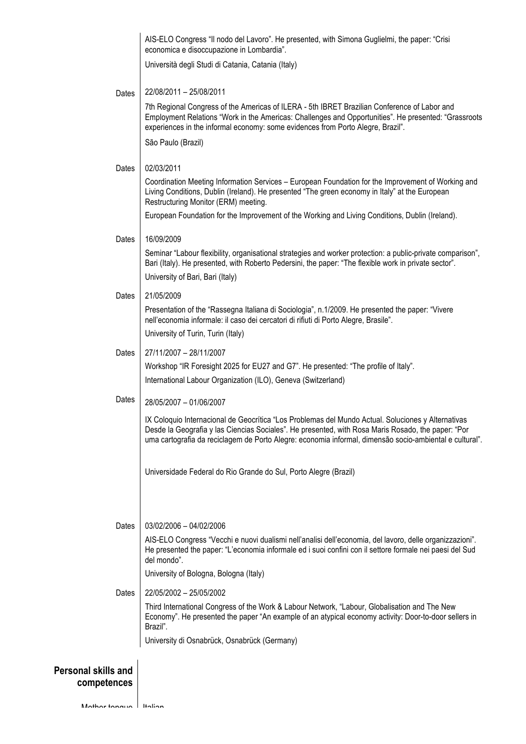AIS-ELO Congress "Il nodo del Lavoro". He presented, with Simona Guglielmi, the paper: "Crisi economica e disoccupazione in Lombardia".

Università degli Studi di Catania, Catania (Italy)

**Dates** 22/08/2011 – 25/08/2011

7th Regional Congress of the Americas of ILERA - 5th IBRET Brazilian Conference of Labor and Employment Relations "Work in the Americas: Challenges and Opportunities". He presented: "Grassroots experiences in the informal economy: some evidences from Porto Alegre, Brazil".

São Paulo (Brazil)

**Dates** 02/03/2011

Coordination Meeting Information Services – European Foundation for the Improvement of Working and Living Conditions, Dublin (Ireland). He presented "The green economy in Italy" at the European Restructuring Monitor (ERM) meeting.

European Foundation for the Improvement of the Working and Living Conditions, Dublin (Ireland).

**Dates** 16/09/2009

Seminar "Labour flexibility, organisational strategies and worker protection: a public-private comparison", Bari (Italy). He presented, with Roberto Pedersini, the paper: "The flexible work in private sector".

University of Bari, Bari (Italy)

**Dates** 21/05/2009

Presentation of the "Rassegna Italiana di Sociologia", n.1/2009. He presented the paper: "Vivere nell'economia informale: il caso dei cercatori di rifiuti di Porto Alegre, Brasile".

University of Turin, Turin (Italy)

**Dates** 27/11/2007 – 28/11/2007

Workshop "IR Foresight 2025 for EU27 and G7". He presented: "The profile of Italy".

International Labour Organization (ILO), Geneva (Switzerland)

**Dates** 28/05/2007 – 01/06/2007

IX Coloquio Internacional de Geocrítica "Los Problemas del Mundo Actual. Soluciones y Alternativas Desde la Geografia y las Ciencias Sociales". He presented, with Rosa Maris Rosado, the paper: "Por uma cartografia da reciclagem de Porto Alegre: economia informal, dimensão socio-ambiental e cultural".

Universidade Federal do Rio Grande do Sul, Porto Alegre (Brazil)

**Dates** 03/02/2006 – 04/02/2006

AIS-ELO Congress "Vecchi e nuovi dualismi nell'analisi dell'economia, del lavoro, delle organizzazioni". He presented the paper: "L'economia informale ed i suoi confini con il settore formale nei paesi del Sud del mondo".

University of Bologna, Bologna (Italy)

**Dates** 22/05/2002 – 25/05/2002

Third International Congress of the Work & Labour Network, "Labour, Globalisation and The New Economy". He presented the paper "An example of an atypical economy activity: Door-to-door sellers in Brazil".

University di Osnabrück, Osnabrück (Germany)

## Personal skills and competences

**Mother tongue** Italian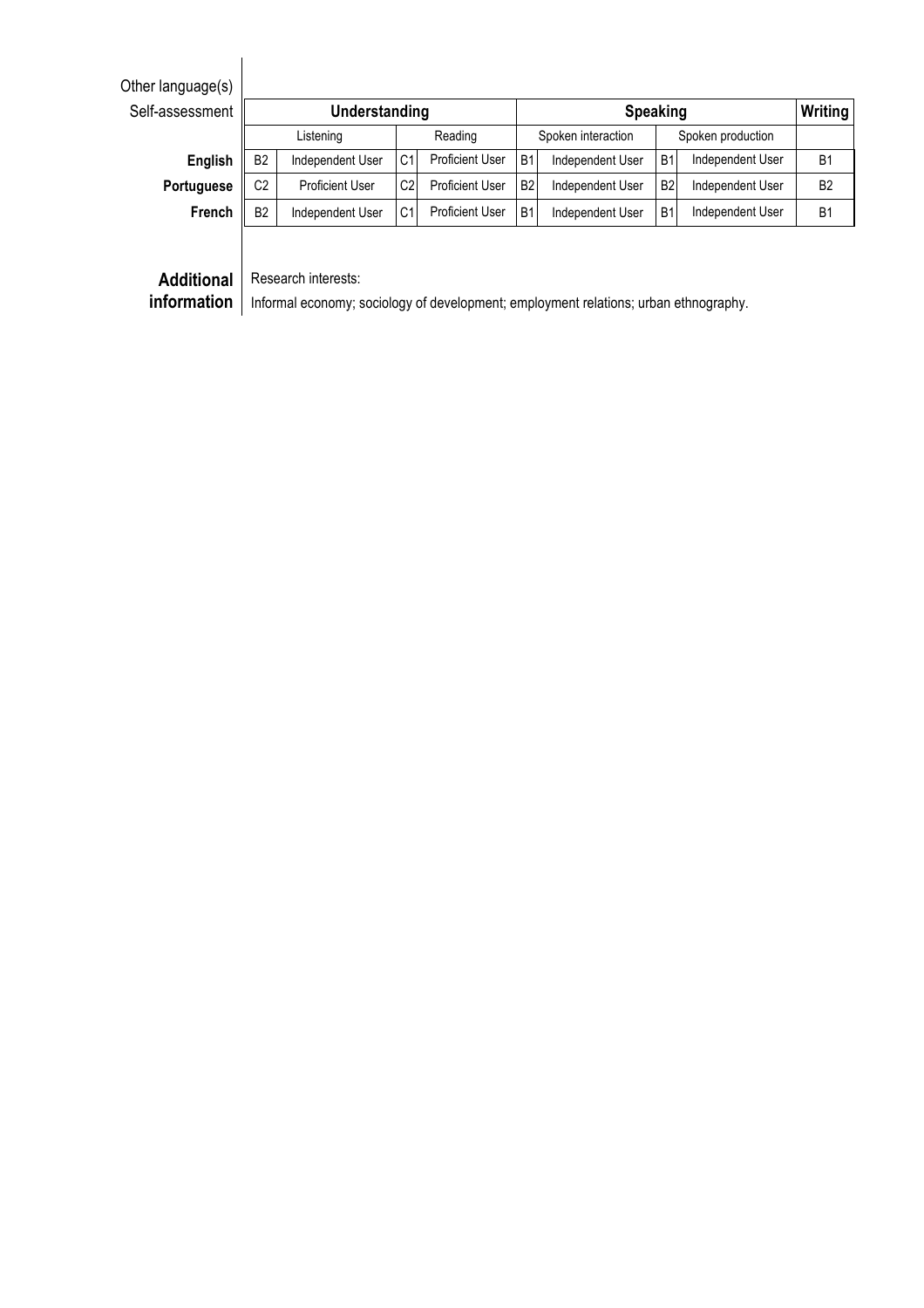Other language(s)

Self-assessment

| | Understanding | | | | Speaking | | | | Writing |
|---|---|---|---|---|---|---|---|---|---|
| | Listening | | Reading | | Spoken interaction | | Spoken production | | |
| **English** | B2 | Independent User | C1 | Proficient User | B1 | Independent User | B1 | Independent User | B1 |
| **Portuguese** | C2 | Proficient User | C2 | Proficient User | B2 | Independent User | B2 | Independent User | B2 |
| **French** | B2 | Independent User | C1 | Proficient User | B1 | Independent User | B1 | Independent User | B1 |

**Additional information**

Research interests:

Informal economy; sociology of development; employment relations; urban ethnography.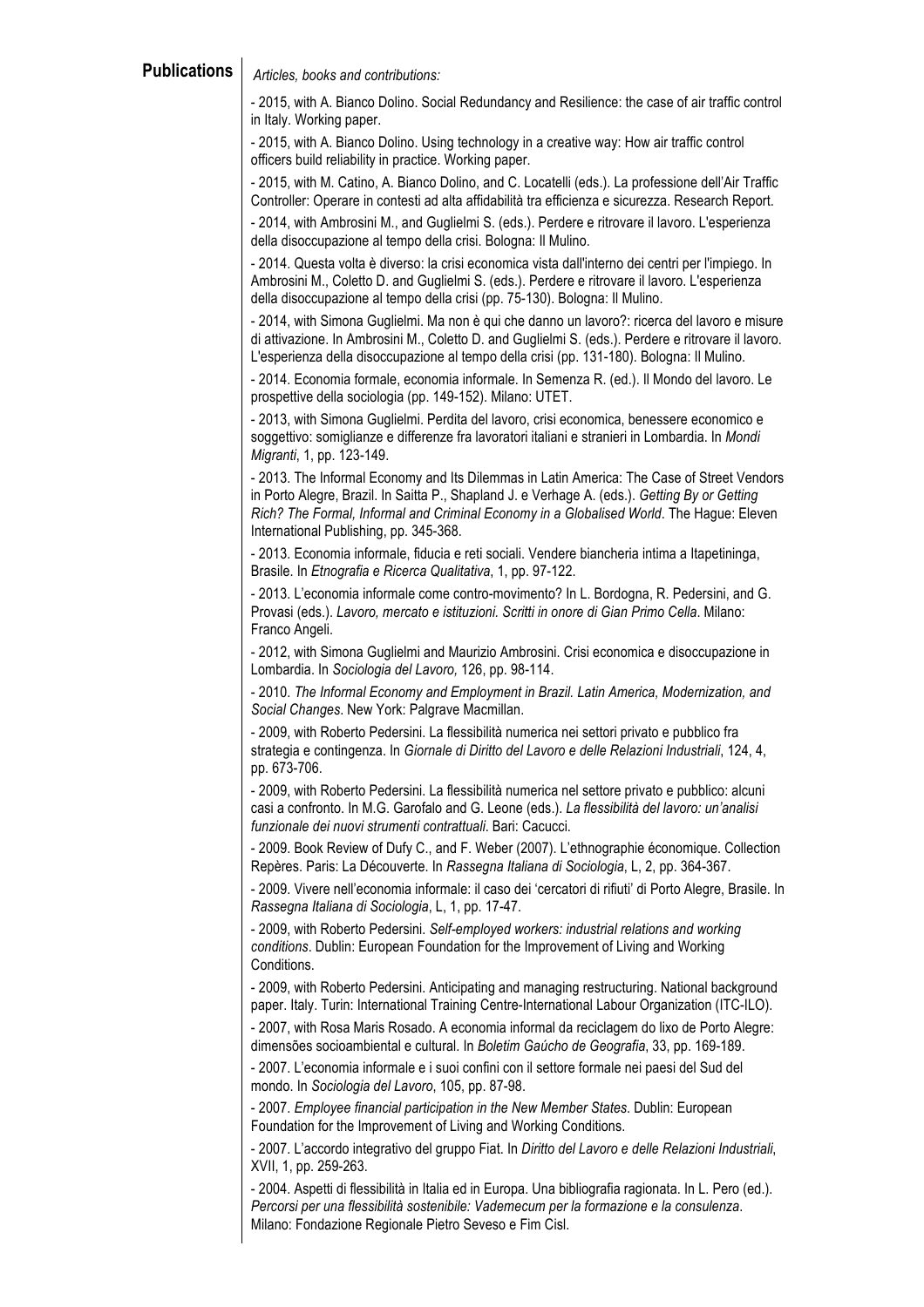## Publications

*Articles, books and contributions:*

- 2015, with A. Bianco Dolino. Social Redundancy and Resilience: the case of air traffic control in Italy. Working paper.

- 2015, with A. Bianco Dolino. Using technology in a creative way: How air traffic control officers build reliability in practice. Working paper.

- 2015, with M. Catino, A. Bianco Dolino, and C. Locatelli (eds.). La professione dell'Air Traffic Controller: Operare in contesti ad alta affidabilità tra efficienza e sicurezza. Research Report.

- 2014, with Ambrosini M., and Guglielmi S. (eds.). Perdere e ritrovare il lavoro. L'esperienza della disoccupazione al tempo della crisi. Bologna: Il Mulino.

- 2014. Questa volta è diverso: la crisi economica vista dall'interno dei centri per l'impiego. In Ambrosini M., Coletto D. and Guglielmi S. (eds.). Perdere e ritrovare il lavoro. L'esperienza della disoccupazione al tempo della crisi (pp. 75-130). Bologna: Il Mulino.

- 2014, with Simona Guglielmi. Ma non è qui che danno un lavoro?: ricerca del lavoro e misure di attivazione. In Ambrosini M., Coletto D. and Guglielmi S. (eds.). Perdere e ritrovare il lavoro. L'esperienza della disoccupazione al tempo della crisi (pp. 131-180). Bologna: Il Mulino.

- 2014. Economia formale, economia informale. In Semenza R. (ed.). Il Mondo del lavoro. Le prospettive della sociologia (pp. 149-152). Milano: UTET.

- 2013, with Simona Guglielmi. Perdita del lavoro, crisi economica, benessere economico e soggettivo: somiglianze e differenze fra lavoratori italiani e stranieri in Lombardia. In *Mondi Migranti*, 1, pp. 123-149.

- 2013. The Informal Economy and Its Dilemmas in Latin America: The Case of Street Vendors in Porto Alegre, Brazil. In Saitta P., Shapland J. e Verhage A. (eds.). *Getting By or Getting Rich? The Formal, Informal and Criminal Economy in a Globalised World*. The Hague: Eleven International Publishing, pp. 345-368.

- 2013. Economia informale, fiducia e reti sociali. Vendere biancheria intima a Itapetininga, Brasile. In *Etnografia e Ricerca Qualitativa*, 1, pp. 97-122.

- 2013. L'economia informale come contro-movimento? In L. Bordogna, R. Pedersini, and G. Provasi (eds.). *Lavoro, mercato e istituzioni. Scritti in onore di Gian Primo Cella*. Milano: Franco Angeli.

- 2012, with Simona Guglielmi and Maurizio Ambrosini. Crisi economica e disoccupazione in Lombardia. In *Sociologia del Lavoro,* 126, pp. 98-114.

- 2010. *The Informal Economy and Employment in Brazil. Latin America, Modernization, and Social Changes*. New York: Palgrave Macmillan.

- 2009, with Roberto Pedersini. La flessibilità numerica nei settori privato e pubblico fra strategia e contingenza. In *Giornale di Diritto del Lavoro e delle Relazioni Industriali*, 124, 4, pp. 673-706.

- 2009, with Roberto Pedersini. La flessibilità numerica nel settore privato e pubblico: alcuni casi a confronto. In M.G. Garofalo and G. Leone (eds.). *La flessibilità del lavoro: un'analisi funzionale dei nuovi strumenti contrattuali*. Bari: Cacucci.

- 2009. Book Review of Dufy C., and F. Weber (2007). L'ethnographie économique. Collection Repères. Paris: La Découverte. In *Rassegna Italiana di Sociologia*, L, 2, pp. 364-367.

- 2009. Vivere nell'economia informale: il caso dei 'cercatori di rifiuti' di Porto Alegre, Brasile. In *Rassegna Italiana di Sociologia*, L, 1, pp. 17-47.

- 2009, with Roberto Pedersini. *Self-employed workers: industrial relations and working conditions*. Dublin: European Foundation for the Improvement of Living and Working Conditions.

- 2009, with Roberto Pedersini. Anticipating and managing restructuring. National background paper. Italy. Turin: International Training Centre-International Labour Organization (ITC-ILO).

- 2007, with Rosa Maris Rosado. A economia informal da reciclagem do lixo de Porto Alegre: dimensões socioambiental e cultural. In *Boletim Gaúcho de Geografia*, 33, pp. 169-189.

- 2007. L'economia informale e i suoi confini con il settore formale nei paesi del Sud del mondo. In *Sociologia del Lavoro*, 105, pp. 87-98.

- 2007. *Employee financial participation in the New Member States*. Dublin: European Foundation for the Improvement of Living and Working Conditions.

- 2007. L'accordo integrativo del gruppo Fiat. In *Diritto del Lavoro e delle Relazioni Industriali*, XVII, 1, pp. 259-263.

- 2004. Aspetti di flessibilità in Italia ed in Europa. Una bibliografia ragionata. In L. Pero (ed.). *Percorsi per una flessibilità sostenibile: Vademecum per la formazione e la consulenza*. Milano: Fondazione Regionale Pietro Seveso e Fim Cisl.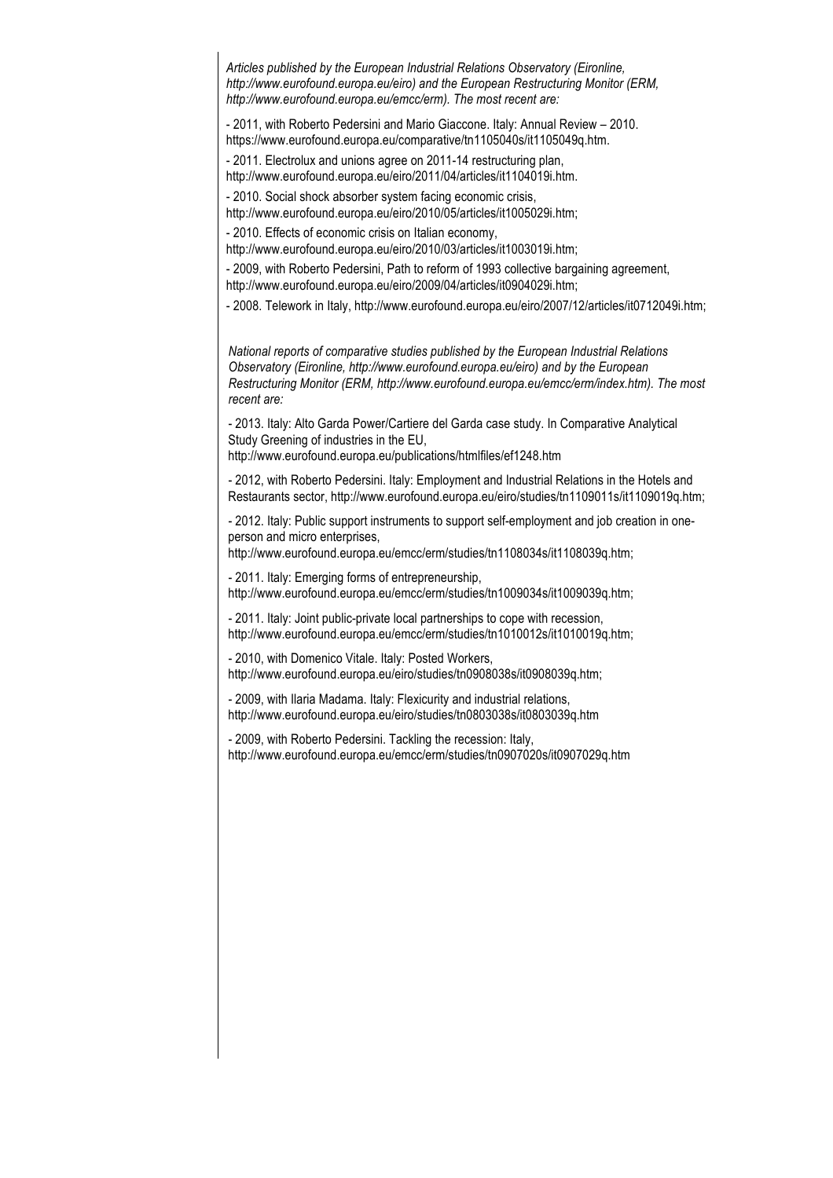*Articles published by the European Industrial Relations Observatory (Eironline, http://www.eurofound.europa.eu/eiro) and the European Restructuring Monitor (ERM, http://www.eurofound.europa.eu/emcc/erm). The most recent are:*

- 2011, with Roberto Pedersini and Mario Giaccone. Italy: Annual Review – 2010. https://www.eurofound.europa.eu/comparative/tn1105040s/it1105049q.htm.

- 2011. Electrolux and unions agree on 2011-14 restructuring plan, http://www.eurofound.europa.eu/eiro/2011/04/articles/it1104019i.htm.

- 2010. Social shock absorber system facing economic crisis, http://www.eurofound.europa.eu/eiro/2010/05/articles/it1005029i.htm;

- 2010. Effects of economic crisis on Italian economy, http://www.eurofound.europa.eu/eiro/2010/03/articles/it1003019i.htm;

- 2009, with Roberto Pedersini, Path to reform of 1993 collective bargaining agreement, http://www.eurofound.europa.eu/eiro/2009/04/articles/it0904029i.htm;

- 2008. Telework in Italy, http://www.eurofound.europa.eu/eiro/2007/12/articles/it0712049i.htm;

*National reports of comparative studies published by the European Industrial Relations Observatory (Eironline, http://www.eurofound.europa.eu/eiro) and by the European Restructuring Monitor (ERM, http://www.eurofound.europa.eu/emcc/erm/index.htm). The most recent are:*

- 2013. Italy: Alto Garda Power/Cartiere del Garda case study. In Comparative Analytical Study Greening of industries in the EU, http://www.eurofound.europa.eu/publications/htmlfiles/ef1248.htm

- 2012, with Roberto Pedersini. Italy: Employment and Industrial Relations in the Hotels and Restaurants sector, http://www.eurofound.europa.eu/eiro/studies/tn1109011s/it1109019q.htm;

- 2012. Italy: Public support instruments to support self-employment and job creation in one-person and micro enterprises, http://www.eurofound.europa.eu/emcc/erm/studies/tn1108034s/it1108039q.htm;

- 2011. Italy: Emerging forms of entrepreneurship, http://www.eurofound.europa.eu/emcc/erm/studies/tn1009034s/it1009039q.htm;

- 2011. Italy: Joint public-private local partnerships to cope with recession, http://www.eurofound.europa.eu/emcc/erm/studies/tn1010012s/it1010019q.htm;

- 2010, with Domenico Vitale. Italy: Posted Workers, http://www.eurofound.europa.eu/eiro/studies/tn0908038s/it0908039q.htm;

- 2009, with Ilaria Madama. Italy: Flexicurity and industrial relations, http://www.eurofound.europa.eu/eiro/studies/tn0803038s/it0803039q.htm

- 2009, with Roberto Pedersini. Tackling the recession: Italy, http://www.eurofound.europa.eu/emcc/erm/studies/tn0907020s/it0907029q.htm